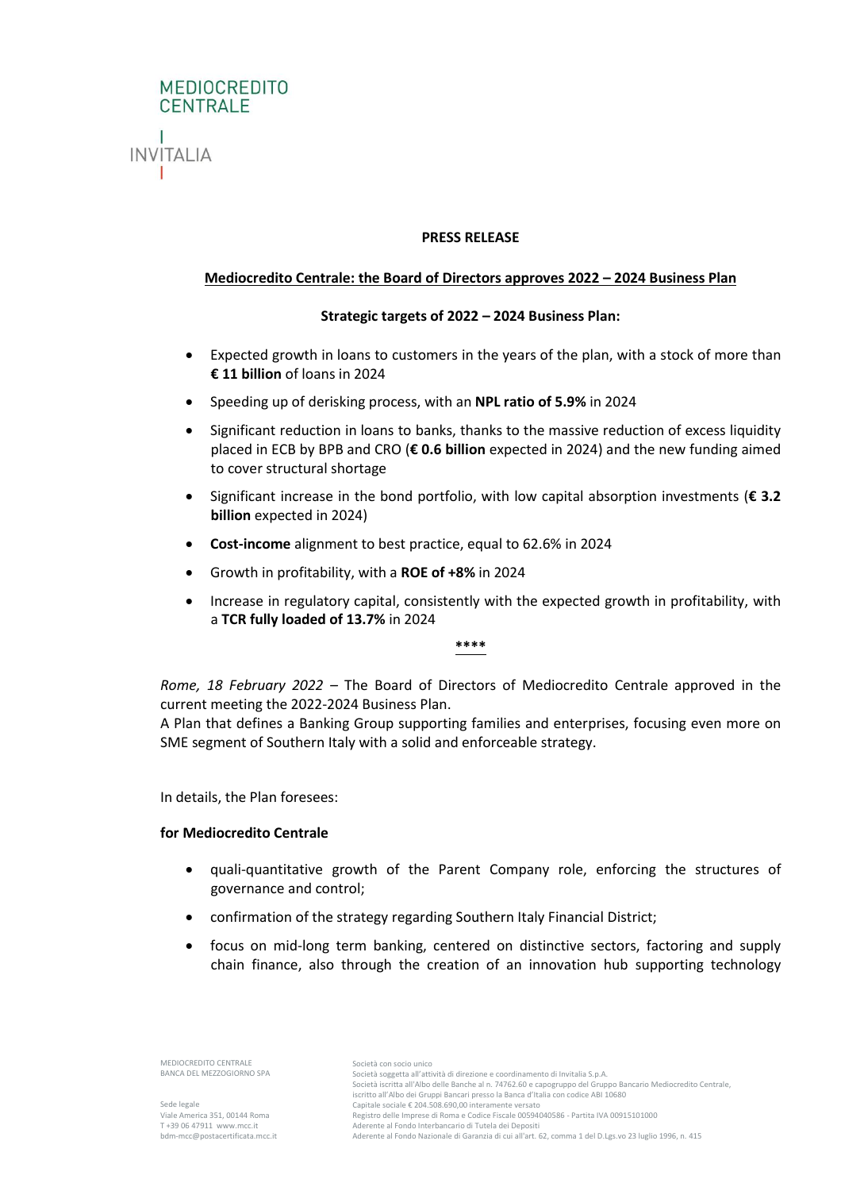MEDIOCREDITO CENTRALE

INVITALIA

**PRESS RELEASE**

**Mediocredito Centrale: the Board of Directors approves 2022 – 2024 Business Plan**

**Strategic targets of 2022 – 2024 Business Plan:**

- Expected growth in loans to customers in the years of the plan, with a stock of more than **€ 11 billion** of loans in 2024
- Speeding up of derisking process, with an **NPL ratio of 5.9%** in 2024
- Significant reduction in loans to banks, thanks to the massive reduction of excess liquidity placed in ECB by BPB and CRO (**€ 0.6 billion** expected in 2024) and the new funding aimed to cover structural shortage
- Significant increase in the bond portfolio, with low capital absorption investments (**€ 3.2 billion** expected in 2024)
- **Cost-income** alignment to best practice, equal to 62.6% in 2024
- Growth in profitability, with a **ROE of +8%** in 2024
- Increase in regulatory capital, consistently with the expected growth in profitability, with a **TCR fully loaded of 13.7%** in 2024

**\*\*\*\***

*Rome, 18 February 2022* – The Board of Directors of Mediocredito Centrale approved in the current meeting the 2022-2024 Business Plan.
A Plan that defines a Banking Group supporting families and enterprises, focusing even more on SME segment of Southern Italy with a solid and enforceable strategy.

In details, the Plan foresees:

**for Mediocredito Centrale**

- quali-quantitative growth of the Parent Company role, enforcing the structures of governance and control;
- confirmation of the strategy regarding Southern Italy Financial District;
- focus on mid-long term banking, centered on distinctive sectors, factoring and supply chain finance, also through the creation of an innovation hub supporting technology

MEDIOCREDITO CENTRALE
BANCA DEL MEZZOGIORNO SPA

Sede legale
Viale America 351, 00144 Roma
T +39 06 47911 www.mcc.it
bdm-mcc@postacertificata.mcc.it

Società con socio unico
Società soggetta all'attività di direzione e coordinamento di Invitalia S.p.A.
Società iscritta all'Albo delle Banche al n. 74762.60 e capogruppo del Gruppo Bancario Mediocredito Centrale, iscritto all'Albo dei Gruppi Bancari presso la Banca d'Italia con codice ABI 10680
Capitale sociale € 204.508.690,00 interamente versato
Registro delle Imprese di Roma e Codice Fiscale 00594040586 - Partita IVA 00915101000
Aderente al Fondo Interbancario di Tutela dei Depositi
Aderente al Fondo Nazionale di Garanzia di cui all'art. 62, comma 1 del D.Lgs.vo 23 luglio 1996, n. 415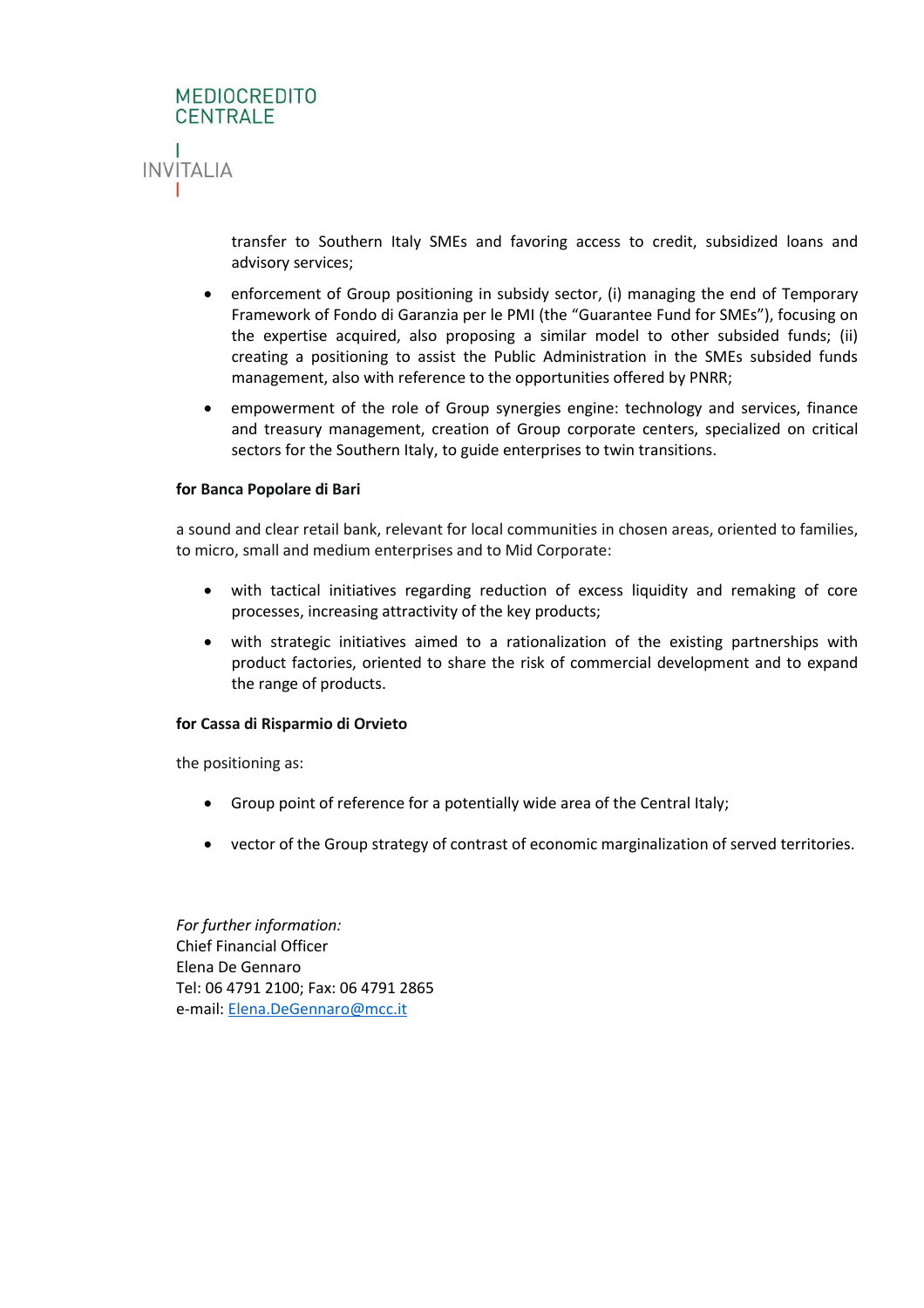transfer to Southern Italy SMEs and favoring access to credit, subsidized loans and advisory services;

- enforcement of Group positioning in subsidy sector, (i) managing the end of Temporary Framework of Fondo di Garanzia per le PMI (the "Guarantee Fund for SMEs"), focusing on the expertise acquired, also proposing a similar model to other subsided funds; (ii) creating a positioning to assist the Public Administration in the SMEs subsided funds management, also with reference to the opportunities offered by PNRR;
- empowerment of the role of Group synergies engine: technology and services, finance and treasury management, creation of Group corporate centers, specialized on critical sectors for the Southern Italy, to guide enterprises to twin transitions.

**for Banca Popolare di Bari**

a sound and clear retail bank, relevant for local communities in chosen areas, oriented to families, to micro, small and medium enterprises and to Mid Corporate:

- with tactical initiatives regarding reduction of excess liquidity and remaking of core processes, increasing attractivity of the key products;
- with strategic initiatives aimed to a rationalization of the existing partnerships with product factories, oriented to share the risk of commercial development and to expand the range of products.

**for Cassa di Risparmio di Orvieto**

the positioning as:

- Group point of reference for a potentially wide area of the Central Italy;
- vector of the Group strategy of contrast of economic marginalization of served territories.

*For further information:*
Chief Financial Officer
Elena De Gennaro
Tel: 06 4791 2100; Fax: 06 4791 2865
e-mail: Elena.DeGennaro@mcc.it